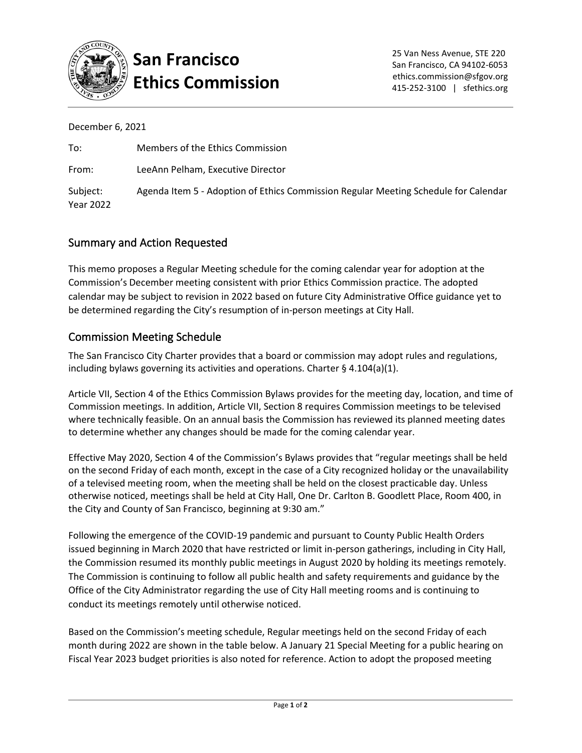# San Francisco Ethics Commission

25 Van Ness Avenue, STE 220
San Francisco, CA 94102-6053
ethics.commission@sfgov.org
415-252-3100 | sfethics.org

December 6, 2021

To: Members of the Ethics Commission

From: LeeAnn Pelham, Executive Director

Subject: Agenda Item 5 - Adoption of Ethics Commission Regular Meeting Schedule for Calendar Year 2022

## Summary and Action Requested

This memo proposes a Regular Meeting schedule for the coming calendar year for adoption at the Commission's December meeting consistent with prior Ethics Commission practice. The adopted calendar may be subject to revision in 2022 based on future City Administrative Office guidance yet to be determined regarding the City's resumption of in-person meetings at City Hall.

## Commission Meeting Schedule

The San Francisco City Charter provides that a board or commission may adopt rules and regulations, including bylaws governing its activities and operations. Charter § 4.104(a)(1).

Article VII, Section 4 of the Ethics Commission Bylaws provides for the meeting day, location, and time of Commission meetings. In addition, Article VII, Section 8 requires Commission meetings to be televised where technically feasible. On an annual basis the Commission has reviewed its planned meeting dates to determine whether any changes should be made for the coming calendar year.

Effective May 2020, Section 4 of the Commission's Bylaws provides that "regular meetings shall be held on the second Friday of each month, except in the case of a City recognized holiday or the unavailability of a televised meeting room, when the meeting shall be held on the closest practicable day. Unless otherwise noticed, meetings shall be held at City Hall, One Dr. Carlton B. Goodlett Place, Room 400, in the City and County of San Francisco, beginning at 9:30 am."

Following the emergence of the COVID-19 pandemic and pursuant to County Public Health Orders issued beginning in March 2020 that have restricted or limit in-person gatherings, including in City Hall, the Commission resumed its monthly public meetings in August 2020 by holding its meetings remotely. The Commission is continuing to follow all public health and safety requirements and guidance by the Office of the City Administrator regarding the use of City Hall meeting rooms and is continuing to conduct its meetings remotely until otherwise noticed.

Based on the Commission's meeting schedule, Regular meetings held on the second Friday of each month during 2022 are shown in the table below. A January 21 Special Meeting for a public hearing on Fiscal Year 2023 budget priorities is also noted for reference. Action to adopt the proposed meeting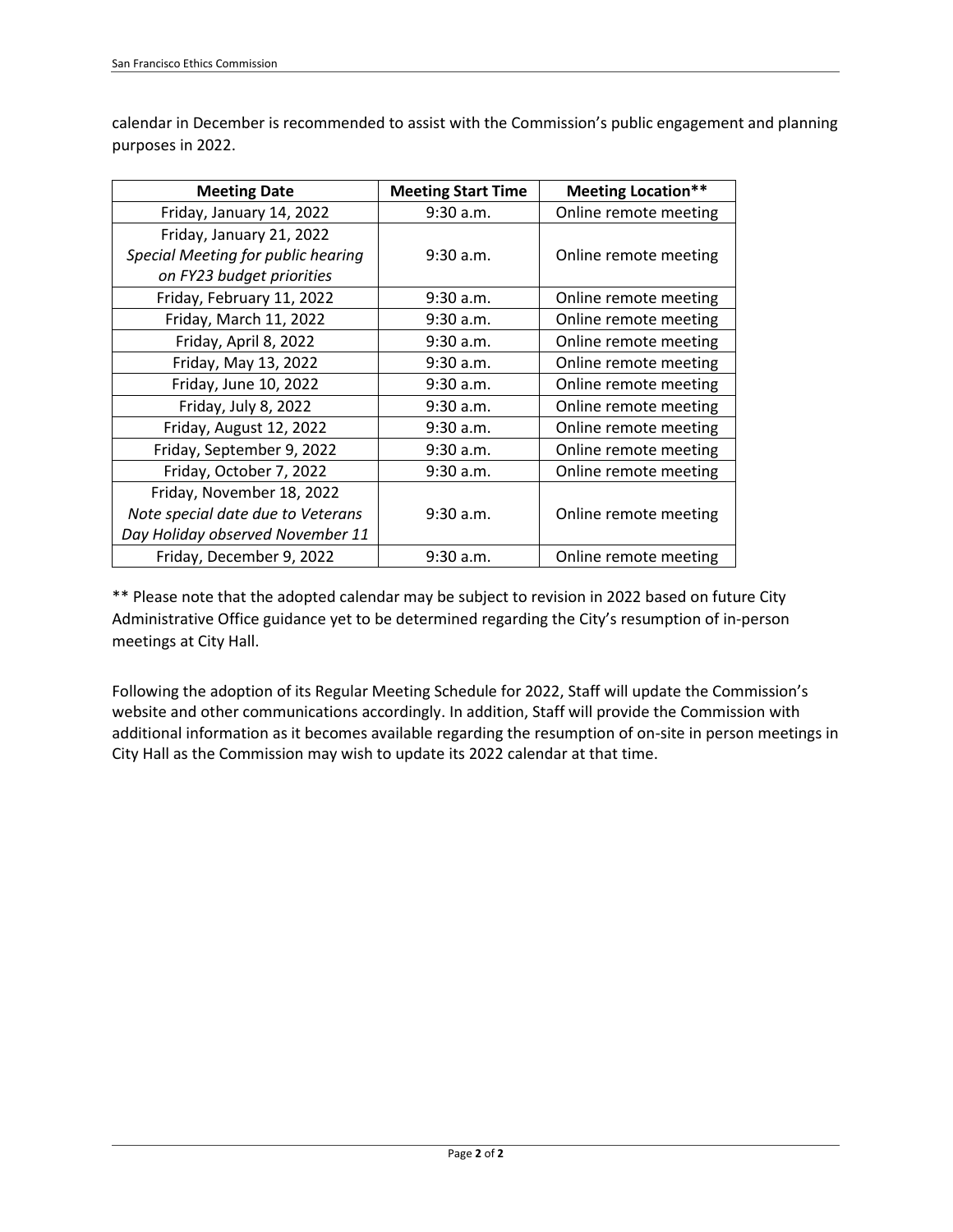calendar in December is recommended to assist with the Commission's public engagement and planning purposes in 2022.

| Meeting Date | Meeting Start Time | Meeting Location** |
|---|---|---|
| Friday, January 14, 2022 | 9:30 a.m. | Online remote meeting |
| Friday, January 21, 2022 *Special Meeting for public hearing on FY23 budget priorities* | 9:30 a.m. | Online remote meeting |
| Friday, February 11, 2022 | 9:30 a.m. | Online remote meeting |
| Friday, March 11, 2022 | 9:30 a.m. | Online remote meeting |
| Friday, April 8, 2022 | 9:30 a.m. | Online remote meeting |
| Friday, May 13, 2022 | 9:30 a.m. | Online remote meeting |
| Friday, June 10, 2022 | 9:30 a.m. | Online remote meeting |
| Friday, July 8, 2022 | 9:30 a.m. | Online remote meeting |
| Friday, August 12, 2022 | 9:30 a.m. | Online remote meeting |
| Friday, September 9, 2022 | 9:30 a.m. | Online remote meeting |
| Friday, October 7, 2022 | 9:30 a.m. | Online remote meeting |
| Friday, November 18, 2022 *Note special date due to Veterans Day Holiday observed November 11* | 9:30 a.m. | Online remote meeting |
| Friday, December 9, 2022 | 9:30 a.m. | Online remote meeting |

** Please note that the adopted calendar may be subject to revision in 2022 based on future City Administrative Office guidance yet to be determined regarding the City's resumption of in-person meetings at City Hall.

Following the adoption of its Regular Meeting Schedule for 2022, Staff will update the Commission's website and other communications accordingly. In addition, Staff will provide the Commission with additional information as it becomes available regarding the resumption of on-site in person meetings in City Hall as the Commission may wish to update its 2022 calendar at that time.